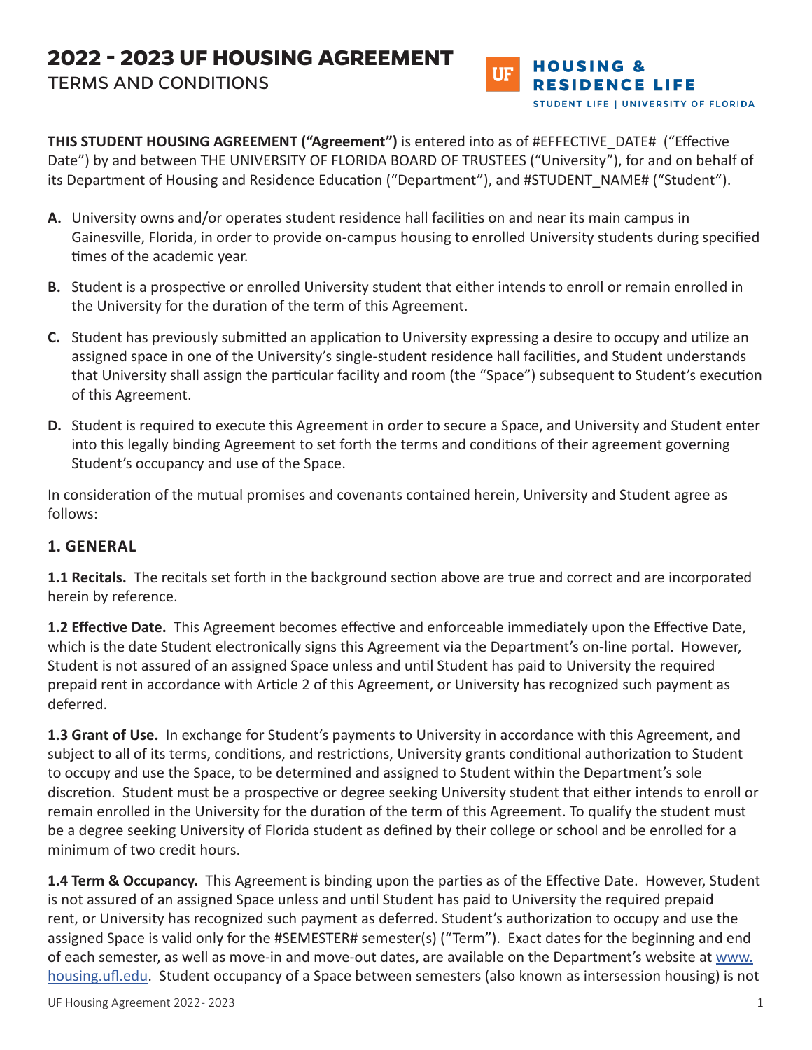# 2022 - 2023 UF HOUSING AGREEMENT

TERMS AND CONDITIONS

HOUSING & RESIDENCE LIFE
STUDENT LIFE | UNIVERSITY OF FLORIDA

**THIS STUDENT HOUSING AGREEMENT ("Agreement")** is entered into as of #EFFECTIVE_DATE# ("Effective Date") by and between THE UNIVERSITY OF FLORIDA BOARD OF TRUSTEES ("University"), for and on behalf of its Department of Housing and Residence Education ("Department"), and #STUDENT_NAME# ("Student").

**A.** University owns and/or operates student residence hall facilities on and near its main campus in Gainesville, Florida, in order to provide on-campus housing to enrolled University students during specified times of the academic year.

**B.** Student is a prospective or enrolled University student that either intends to enroll or remain enrolled in the University for the duration of the term of this Agreement.

**C.** Student has previously submitted an application to University expressing a desire to occupy and utilize an assigned space in one of the University's single-student residence hall facilities, and Student understands that University shall assign the particular facility and room (the "Space") subsequent to Student's execution of this Agreement.

**D.** Student is required to execute this Agreement in order to secure a Space, and University and Student enter into this legally binding Agreement to set forth the terms and conditions of their agreement governing Student's occupancy and use of the Space.

In consideration of the mutual promises and covenants contained herein, University and Student agree as follows:

## 1. GENERAL

**1.1 Recitals.** The recitals set forth in the background section above are true and correct and are incorporated herein by reference.

**1.2 Effective Date.** This Agreement becomes effective and enforceable immediately upon the Effective Date, which is the date Student electronically signs this Agreement via the Department's on-line portal. However, Student is not assured of an assigned Space unless and until Student has paid to University the required prepaid rent in accordance with Article 2 of this Agreement, or University has recognized such payment as deferred.

**1.3 Grant of Use.** In exchange for Student's payments to University in accordance with this Agreement, and subject to all of its terms, conditions, and restrictions, University grants conditional authorization to Student to occupy and use the Space, to be determined and assigned to Student within the Department's sole discretion. Student must be a prospective or degree seeking University student that either intends to enroll or remain enrolled in the University for the duration of the term of this Agreement. To qualify the student must be a degree seeking University of Florida student as defined by their college or school and be enrolled for a minimum of two credit hours.

**1.4 Term & Occupancy.** This Agreement is binding upon the parties as of the Effective Date. However, Student is not assured of an assigned Space unless and until Student has paid to University the required prepaid rent, or University has recognized such payment as deferred. Student's authorization to occupy and use the assigned Space is valid only for the #SEMESTER# semester(s) ("Term"). Exact dates for the beginning and end of each semester, as well as move-in and move-out dates, are available on the Department's website at [www.housing.ufl.edu](www.housing.ufl.edu). Student occupancy of a Space between semesters (also known as intersession housing) is not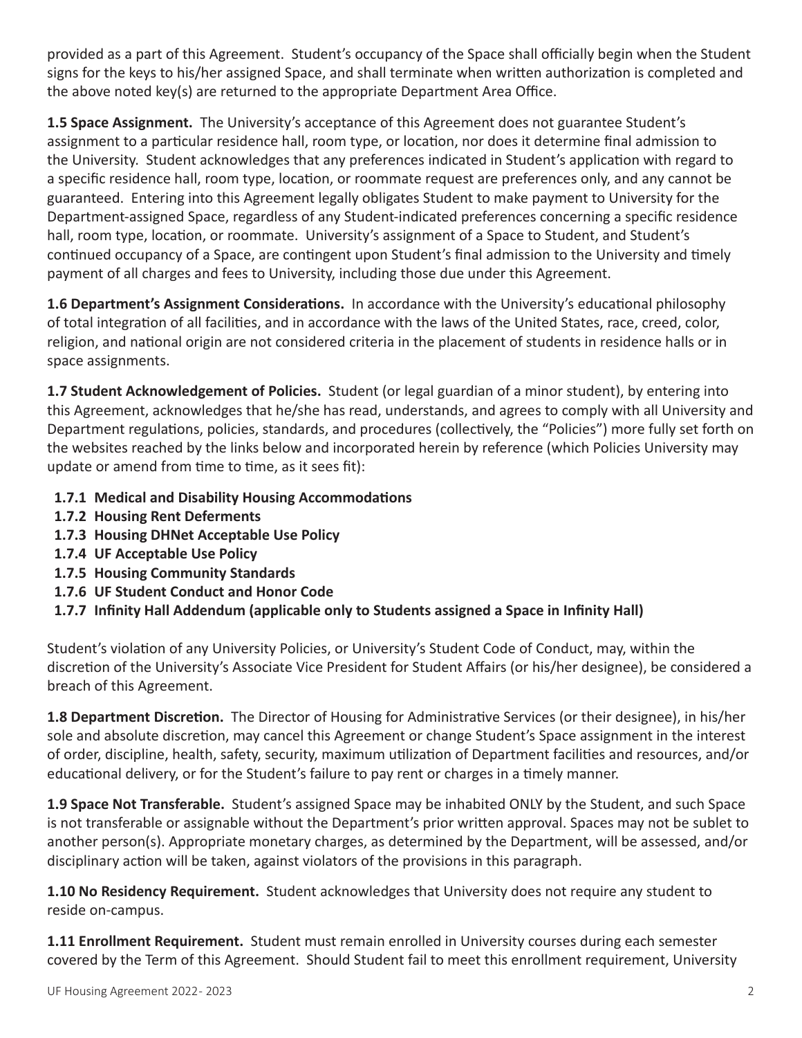provided as a part of this Agreement. Student's occupancy of the Space shall officially begin when the Student signs for the keys to his/her assigned Space, and shall terminate when written authorization is completed and the above noted key(s) are returned to the appropriate Department Area Office.

**1.5 Space Assignment.** The University's acceptance of this Agreement does not guarantee Student's assignment to a particular residence hall, room type, or location, nor does it determine final admission to the University. Student acknowledges that any preferences indicated in Student's application with regard to a specific residence hall, room type, location, or roommate request are preferences only, and any cannot be guaranteed. Entering into this Agreement legally obligates Student to make payment to University for the Department-assigned Space, regardless of any Student-indicated preferences concerning a specific residence hall, room type, location, or roommate. University's assignment of a Space to Student, and Student's continued occupancy of a Space, are contingent upon Student's final admission to the University and timely payment of all charges and fees to University, including those due under this Agreement.

**1.6 Department's Assignment Considerations.** In accordance with the University's educational philosophy of total integration of all facilities, and in accordance with the laws of the United States, race, creed, color, religion, and national origin are not considered criteria in the placement of students in residence halls or in space assignments.

**1.7 Student Acknowledgement of Policies.** Student (or legal guardian of a minor student), by entering into this Agreement, acknowledges that he/she has read, understands, and agrees to comply with all University and Department regulations, policies, standards, and procedures (collectively, the "Policies") more fully set forth on the websites reached by the links below and incorporated herein by reference (which Policies University may update or amend from time to time, as it sees fit):

- **1.7.1 Medical and Disability Housing Accommodations**
- **1.7.2 Housing Rent Deferments**
- **1.7.3 Housing DHNet Acceptable Use Policy**
- **1.7.4 UF Acceptable Use Policy**
- **1.7.5 Housing Community Standards**
- **1.7.6 UF Student Conduct and Honor Code**
- **1.7.7 Infinity Hall Addendum (applicable only to Students assigned a Space in Infinity Hall)**

Student's violation of any University Policies, or University's Student Code of Conduct, may, within the discretion of the University's Associate Vice President for Student Affairs (or his/her designee), be considered a breach of this Agreement.

**1.8 Department Discretion.** The Director of Housing for Administrative Services (or their designee), in his/her sole and absolute discretion, may cancel this Agreement or change Student's Space assignment in the interest of order, discipline, health, safety, security, maximum utilization of Department facilities and resources, and/or educational delivery, or for the Student's failure to pay rent or charges in a timely manner.

**1.9 Space Not Transferable.** Student's assigned Space may be inhabited ONLY by the Student, and such Space is not transferable or assignable without the Department's prior written approval. Spaces may not be sublet to another person(s). Appropriate monetary charges, as determined by the Department, will be assessed, and/or disciplinary action will be taken, against violators of the provisions in this paragraph.

**1.10 No Residency Requirement.** Student acknowledges that University does not require any student to reside on-campus.

**1.11 Enrollment Requirement.** Student must remain enrolled in University courses during each semester covered by the Term of this Agreement. Should Student fail to meet this enrollment requirement, University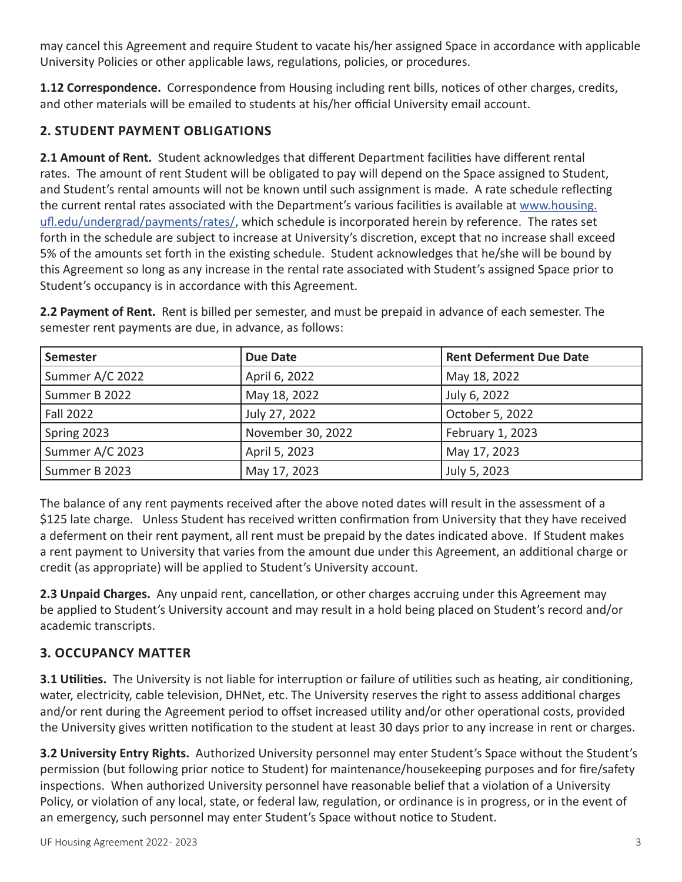may cancel this Agreement and require Student to vacate his/her assigned Space in accordance with applicable University Policies or other applicable laws, regulations, policies, or procedures.

**1.12 Correspondence.** Correspondence from Housing including rent bills, notices of other charges, credits, and other materials will be emailed to students at his/her official University email account.

## 2. STUDENT PAYMENT OBLIGATIONS

**2.1 Amount of Rent.** Student acknowledges that different Department facilities have different rental rates. The amount of rent Student will be obligated to pay will depend on the Space assigned to Student, and Student's rental amounts will not be known until such assignment is made. A rate schedule reflecting the current rental rates associated with the Department's various facilities is available at www.housing.ufl.edu/undergrad/payments/rates/, which schedule is incorporated herein by reference. The rates set forth in the schedule are subject to increase at University's discretion, except that no increase shall exceed 5% of the amounts set forth in the existing schedule. Student acknowledges that he/she will be bound by this Agreement so long as any increase in the rental rate associated with Student's assigned Space prior to Student's occupancy is in accordance with this Agreement.

**2.2 Payment of Rent.** Rent is billed per semester, and must be prepaid in advance of each semester. The semester rent payments are due, in advance, as follows:

| Semester | Due Date | Rent Deferment Due Date |
|---|---|---|
| Summer A/C 2022 | April 6, 2022 | May 18, 2022 |
| Summer B 2022 | May 18, 2022 | July 6, 2022 |
| Fall 2022 | July 27, 2022 | October 5, 2022 |
| Spring 2023 | November 30, 2022 | February 1, 2023 |
| Summer A/C 2023 | April 5, 2023 | May 17, 2023 |
| Summer B 2023 | May 17, 2023 | July 5, 2023 |

The balance of any rent payments received after the above noted dates will result in the assessment of a $125 late charge. Unless Student has received written confirmation from University that they have received a deferment on their rent payment, all rent must be prepaid by the dates indicated above. If Student makes a rent payment to University that varies from the amount due under this Agreement, an additional charge or credit (as appropriate) will be applied to Student's University account.

**2.3 Unpaid Charges.** Any unpaid rent, cancellation, or other charges accruing under this Agreement may be applied to Student's University account and may result in a hold being placed on Student's record and/or academic transcripts.

## 3. OCCUPANCY MATTER

**3.1 Utilities.** The University is not liable for interruption or failure of utilities such as heating, air conditioning, water, electricity, cable television, DHNet, etc. The University reserves the right to assess additional charges and/or rent during the Agreement period to offset increased utility and/or other operational costs, provided the University gives written notification to the student at least 30 days prior to any increase in rent or charges.

**3.2 University Entry Rights.** Authorized University personnel may enter Student's Space without the Student's permission (but following prior notice to Student) for maintenance/housekeeping purposes and for fire/safety inspections. When authorized University personnel have reasonable belief that a violation of a University Policy, or violation of any local, state, or federal law, regulation, or ordinance is in progress, or in the event of an emergency, such personnel may enter Student's Space without notice to Student.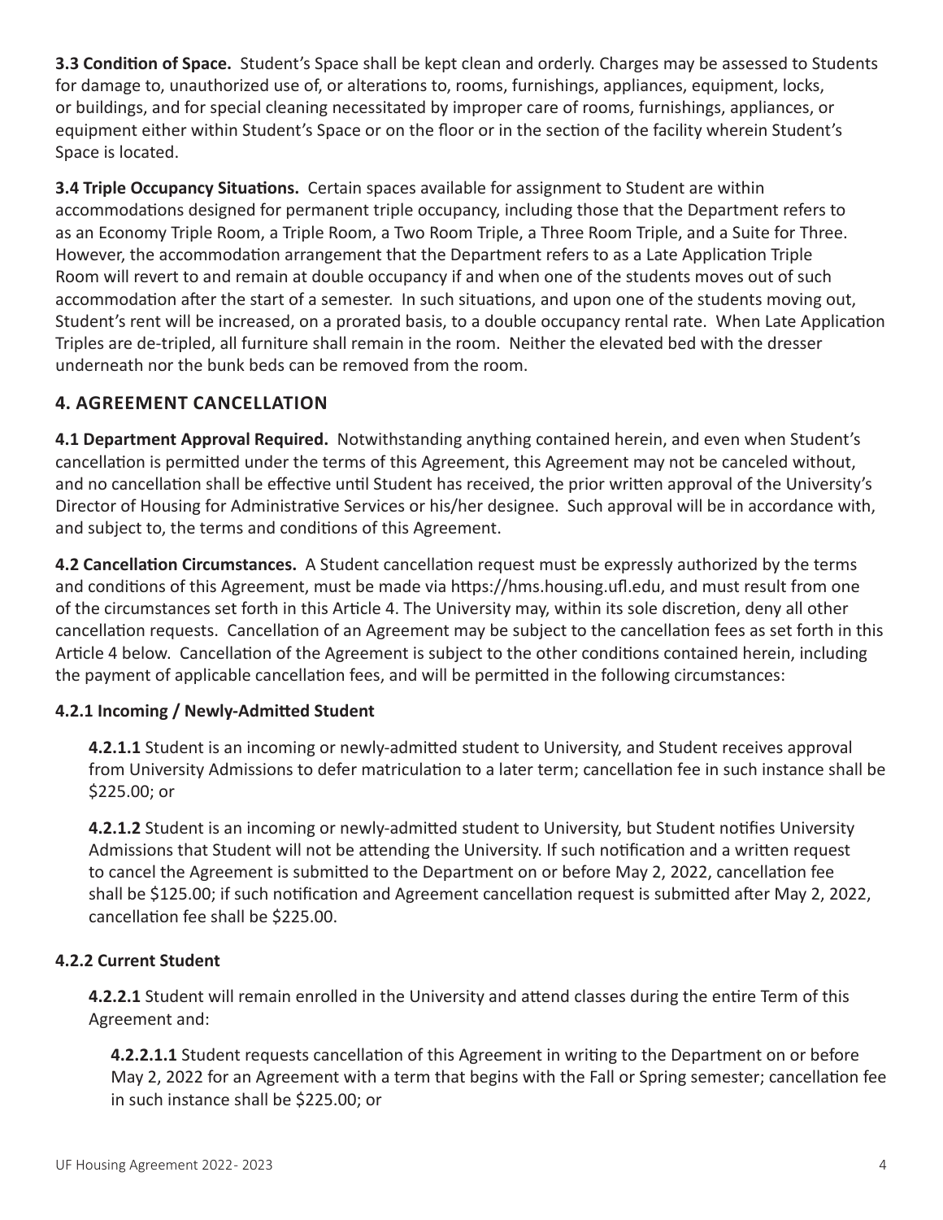**3.3 Condition of Space.** Student's Space shall be kept clean and orderly. Charges may be assessed to Students for damage to, unauthorized use of, or alterations to, rooms, furnishings, appliances, equipment, locks, or buildings, and for special cleaning necessitated by improper care of rooms, furnishings, appliances, or equipment either within Student's Space or on the floor or in the section of the facility wherein Student's Space is located.

**3.4 Triple Occupancy Situations.** Certain spaces available for assignment to Student are within accommodations designed for permanent triple occupancy, including those that the Department refers to as an Economy Triple Room, a Triple Room, a Two Room Triple, a Three Room Triple, and a Suite for Three. However, the accommodation arrangement that the Department refers to as a Late Application Triple Room will revert to and remain at double occupancy if and when one of the students moves out of such accommodation after the start of a semester. In such situations, and upon one of the students moving out, Student's rent will be increased, on a prorated basis, to a double occupancy rental rate. When Late Application Triples are de-tripled, all furniture shall remain in the room. Neither the elevated bed with the dresser underneath nor the bunk beds can be removed from the room.

## 4. AGREEMENT CANCELLATION

**4.1 Department Approval Required.** Notwithstanding anything contained herein, and even when Student's cancellation is permitted under the terms of this Agreement, this Agreement may not be canceled without, and no cancellation shall be effective until Student has received, the prior written approval of the University's Director of Housing for Administrative Services or his/her designee. Such approval will be in accordance with, and subject to, the terms and conditions of this Agreement.

**4.2 Cancellation Circumstances.** A Student cancellation request must be expressly authorized by the terms and conditions of this Agreement, must be made via https://hms.housing.ufl.edu, and must result from one of the circumstances set forth in this Article 4. The University may, within its sole discretion, deny all other cancellation requests. Cancellation of an Agreement may be subject to the cancellation fees as set forth in this Article 4 below. Cancellation of the Agreement is subject to the other conditions contained herein, including the payment of applicable cancellation fees, and will be permitted in the following circumstances:

**4.2.1 Incoming / Newly-Admitted Student**

**4.2.1.1** Student is an incoming or newly-admitted student to University, and Student receives approval from University Admissions to defer matriculation to a later term; cancellation fee in such instance shall be $225.00; or

**4.2.1.2** Student is an incoming or newly-admitted student to University, but Student notifies University Admissions that Student will not be attending the University. If such notification and a written request to cancel the Agreement is submitted to the Department on or before May 2, 2022, cancellation fee shall be $125.00; if such notification and Agreement cancellation request is submitted after May 2, 2022, cancellation fee shall be $225.00.

**4.2.2 Current Student**

**4.2.2.1** Student will remain enrolled in the University and attend classes during the entire Term of this Agreement and:

**4.2.2.1.1** Student requests cancellation of this Agreement in writing to the Department on or before May 2, 2022 for an Agreement with a term that begins with the Fall or Spring semester; cancellation fee in such instance shall be $225.00; or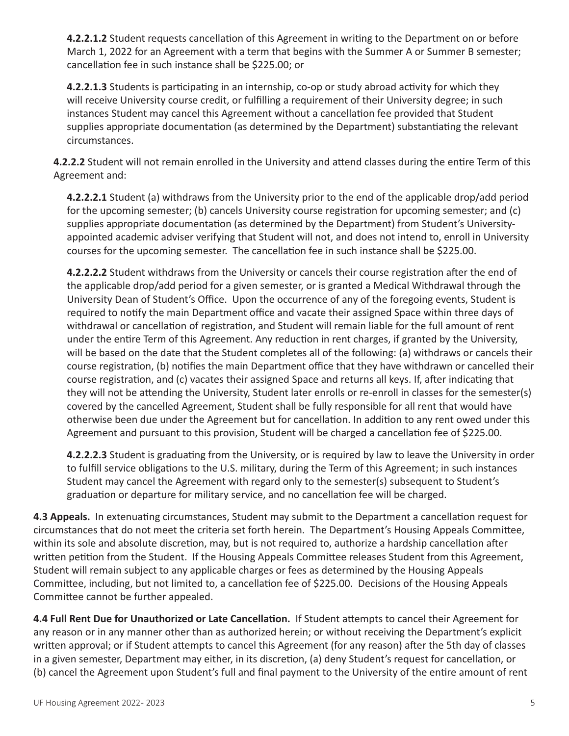**4.2.2.1.2** Student requests cancellation of this Agreement in writing to the Department on or before March 1, 2022 for an Agreement with a term that begins with the Summer A or Summer B semester; cancellation fee in such instance shall be $225.00; or

**4.2.2.1.3** Students is participating in an internship, co-op or study abroad activity for which they will receive University course credit, or fulfilling a requirement of their University degree; in such instances Student may cancel this Agreement without a cancellation fee provided that Student supplies appropriate documentation (as determined by the Department) substantiating the relevant circumstances.

**4.2.2.2** Student will not remain enrolled in the University and attend classes during the entire Term of this Agreement and:

**4.2.2.2.1** Student (a) withdraws from the University prior to the end of the applicable drop/add period for the upcoming semester; (b) cancels University course registration for upcoming semester; and (c) supplies appropriate documentation (as determined by the Department) from Student's University-appointed academic adviser verifying that Student will not, and does not intend to, enroll in University courses for the upcoming semester. The cancellation fee in such instance shall be $225.00.

**4.2.2.2.2** Student withdraws from the University or cancels their course registration after the end of the applicable drop/add period for a given semester, or is granted a Medical Withdrawal through the University Dean of Student's Office. Upon the occurrence of any of the foregoing events, Student is required to notify the main Department office and vacate their assigned Space within three days of withdrawal or cancellation of registration, and Student will remain liable for the full amount of rent under the entire Term of this Agreement. Any reduction in rent charges, if granted by the University, will be based on the date that the Student completes all of the following: (a) withdraws or cancels their course registration, (b) notifies the main Department office that they have withdrawn or cancelled their course registration, and (c) vacates their assigned Space and returns all keys. If, after indicating that they will not be attending the University, Student later enrolls or re-enroll in classes for the semester(s) covered by the cancelled Agreement, Student shall be fully responsible for all rent that would have otherwise been due under the Agreement but for cancellation. In addition to any rent owed under this Agreement and pursuant to this provision, Student will be charged a cancellation fee of $225.00.

**4.2.2.2.3** Student is graduating from the University, or is required by law to leave the University in order to fulfill service obligations to the U.S. military, during the Term of this Agreement; in such instances Student may cancel the Agreement with regard only to the semester(s) subsequent to Student's graduation or departure for military service, and no cancellation fee will be charged.

**4.3 Appeals.** In extenuating circumstances, Student may submit to the Department a cancellation request for circumstances that do not meet the criteria set forth herein. The Department's Housing Appeals Committee, within its sole and absolute discretion, may, but is not required to, authorize a hardship cancellation after written petition from the Student. If the Housing Appeals Committee releases Student from this Agreement, Student will remain subject to any applicable charges or fees as determined by the Housing Appeals Committee, including, but not limited to, a cancellation fee of $225.00. Decisions of the Housing Appeals Committee cannot be further appealed.

**4.4 Full Rent Due for Unauthorized or Late Cancellation.** If Student attempts to cancel their Agreement for any reason or in any manner other than as authorized herein; or without receiving the Department's explicit written approval; or if Student attempts to cancel this Agreement (for any reason) after the 5th day of classes in a given semester, Department may either, in its discretion, (a) deny Student's request for cancellation, or (b) cancel the Agreement upon Student's full and final payment to the University of the entire amount of rent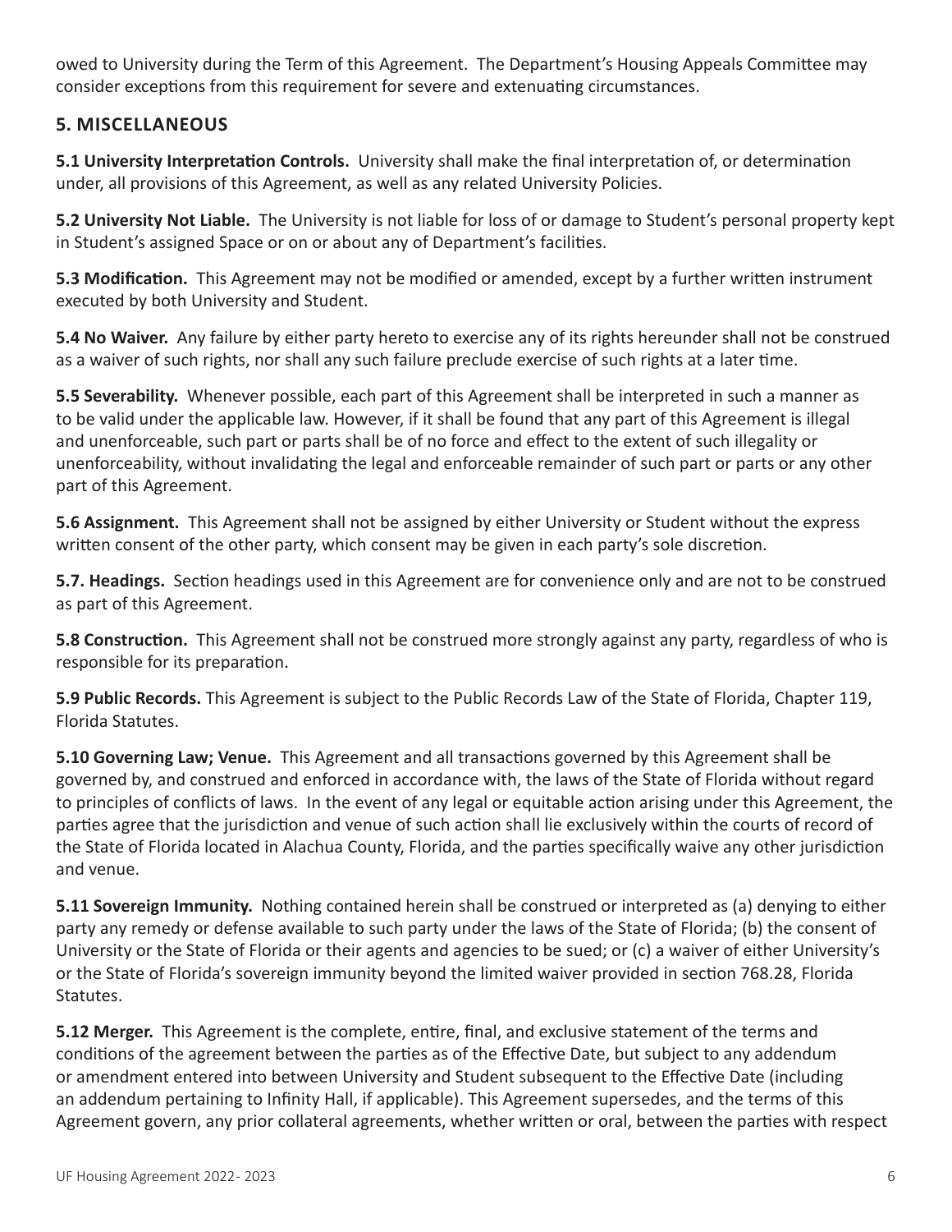owed to University during the Term of this Agreement. The Department's Housing Appeals Committee may consider exceptions from this requirement for severe and extenuating circumstances.

## 5. MISCELLANEOUS

**5.1 University Interpretation Controls.** University shall make the final interpretation of, or determination under, all provisions of this Agreement, as well as any related University Policies.

**5.2 University Not Liable.** The University is not liable for loss of or damage to Student's personal property kept in Student's assigned Space or on or about any of Department's facilities.

**5.3 Modification.** This Agreement may not be modified or amended, except by a further written instrument executed by both University and Student.

**5.4 No Waiver.** Any failure by either party hereto to exercise any of its rights hereunder shall not be construed as a waiver of such rights, nor shall any such failure preclude exercise of such rights at a later time.

**5.5 Severability.** Whenever possible, each part of this Agreement shall be interpreted in such a manner as to be valid under the applicable law. However, if it shall be found that any part of this Agreement is illegal and unenforceable, such part or parts shall be of no force and effect to the extent of such illegality or unenforceability, without invalidating the legal and enforceable remainder of such part or parts or any other part of this Agreement.

**5.6 Assignment.** This Agreement shall not be assigned by either University or Student without the express written consent of the other party, which consent may be given in each party's sole discretion.

**5.7. Headings.** Section headings used in this Agreement are for convenience only and are not to be construed as part of this Agreement.

**5.8 Construction.** This Agreement shall not be construed more strongly against any party, regardless of who is responsible for its preparation.

**5.9 Public Records.** This Agreement is subject to the Public Records Law of the State of Florida, Chapter 119, Florida Statutes.

**5.10 Governing Law; Venue.** This Agreement and all transactions governed by this Agreement shall be governed by, and construed and enforced in accordance with, the laws of the State of Florida without regard to principles of conflicts of laws. In the event of any legal or equitable action arising under this Agreement, the parties agree that the jurisdiction and venue of such action shall lie exclusively within the courts of record of the State of Florida located in Alachua County, Florida, and the parties specifically waive any other jurisdiction and venue.

**5.11 Sovereign Immunity.** Nothing contained herein shall be construed or interpreted as (a) denying to either party any remedy or defense available to such party under the laws of the State of Florida; (b) the consent of University or the State of Florida or their agents and agencies to be sued; or (c) a waiver of either University's or the State of Florida's sovereign immunity beyond the limited waiver provided in section 768.28, Florida Statutes.

**5.12 Merger.** This Agreement is the complete, entire, final, and exclusive statement of the terms and conditions of the agreement between the parties as of the Effective Date, but subject to any addendum or amendment entered into between University and Student subsequent to the Effective Date (including an addendum pertaining to Infinity Hall, if applicable). This Agreement supersedes, and the terms of this Agreement govern, any prior collateral agreements, whether written or oral, between the parties with respect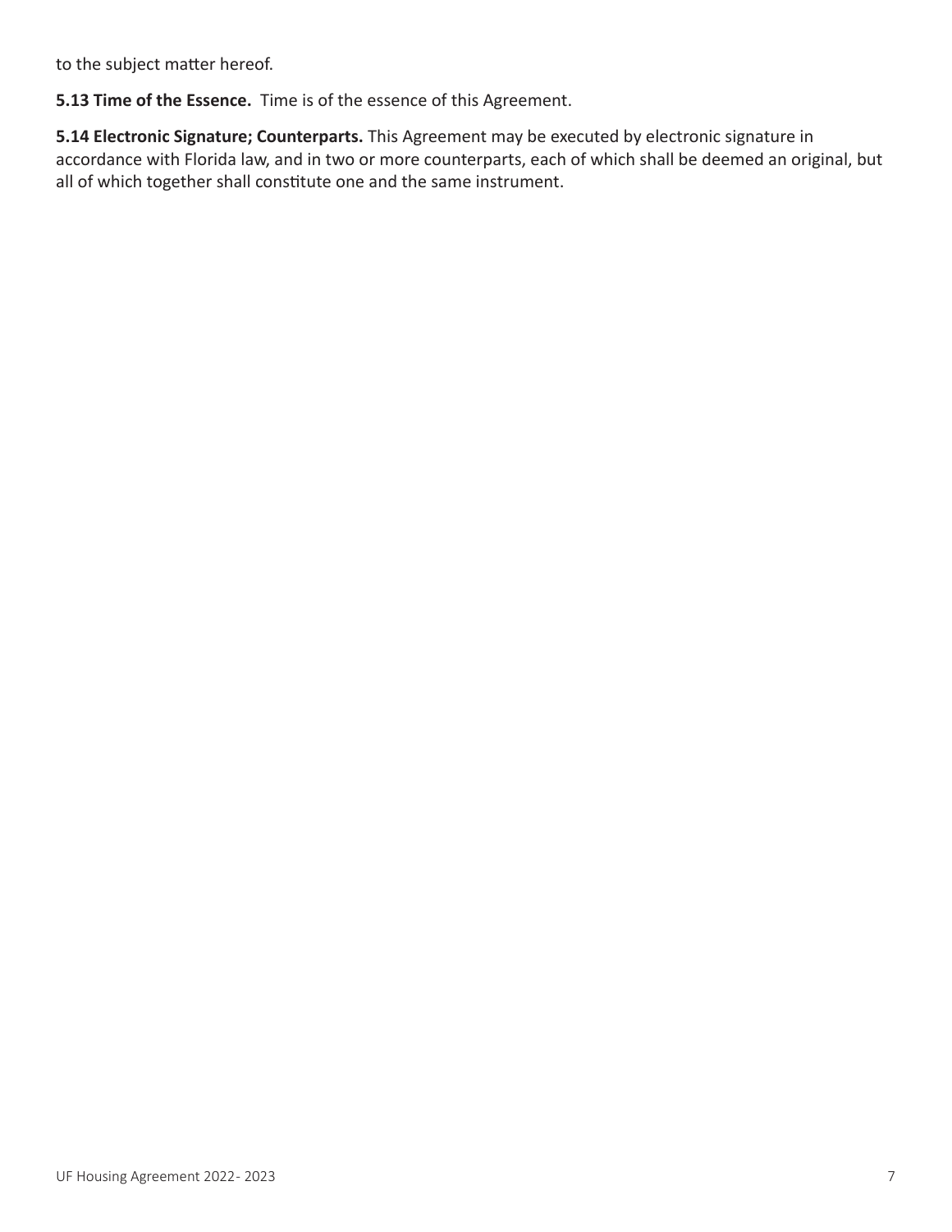to the subject matter hereof.

**5.13 Time of the Essence.** Time is of the essence of this Agreement.

**5.14 Electronic Signature; Counterparts.** This Agreement may be executed by electronic signature in accordance with Florida law, and in two or more counterparts, each of which shall be deemed an original, but all of which together shall constitute one and the same instrument.